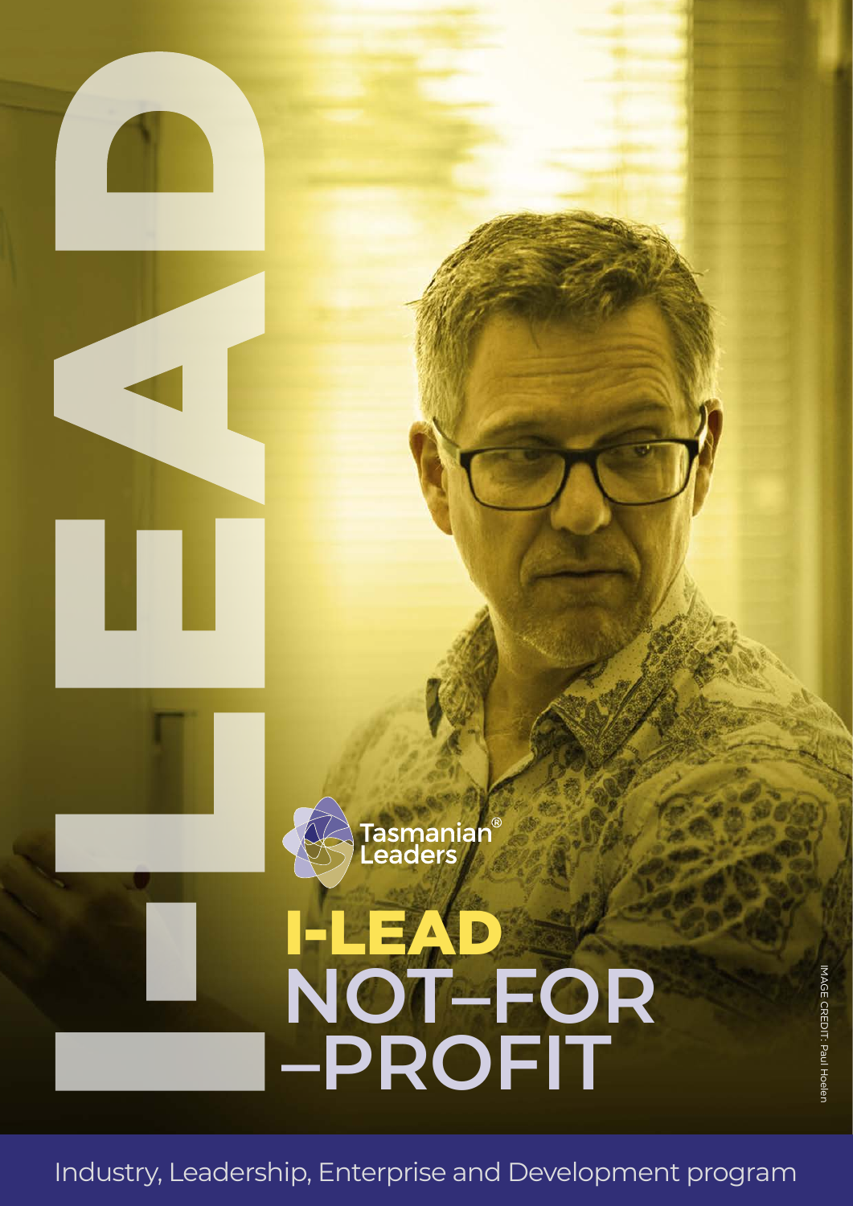# I-LEAD

Tasmanian® Leaders

# I-LEAD NOT–FOR –PROFIT

IMAGE CREDIT: Paul Hoelen

Industry, Leadership, Enterprise and Development program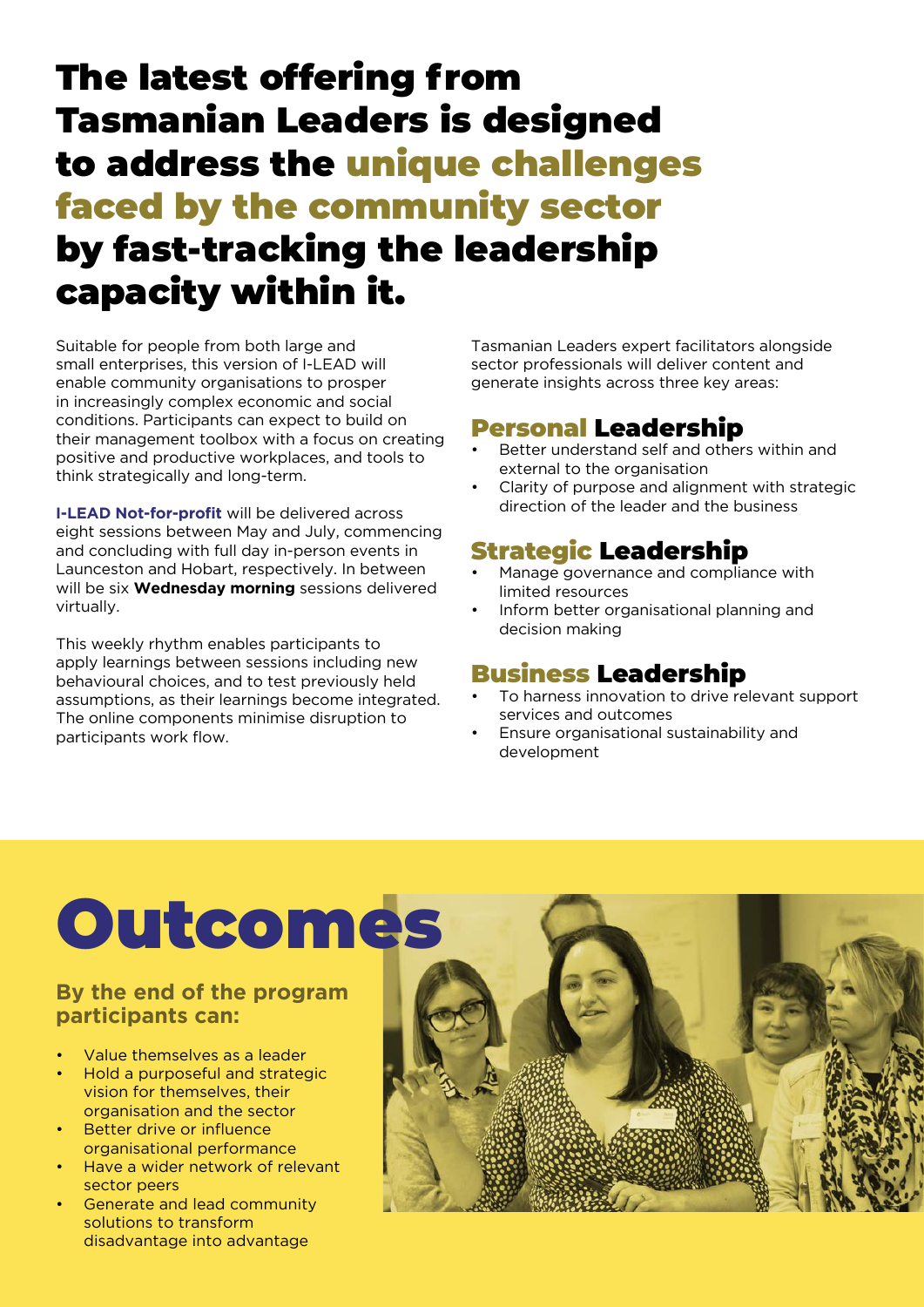# The latest offering from Tasmanian Leaders is designed to address the unique challenges faced by the community sector by fast-tracking the leadership capacity within it.

Suitable for people from both large and small enterprises, this version of I-LEAD will enable community organisations to prosper in increasingly complex economic and social conditions. Participants can expect to build on their management toolbox with a focus on creating positive and productive workplaces, and tools to think strategically and long-term.

**I-LEAD Not-for-profit** will be delivered across eight sessions between May and July, commencing and concluding with full day in-person events in Launceston and Hobart, respectively. In between will be six **Wednesday morning** sessions delivered virtually.

This weekly rhythm enables participants to apply learnings between sessions including new behavioural choices, and to test previously held assumptions, as their learnings become integrated. The online components minimise disruption to participants work flow.

Tasmanian Leaders expert facilitators alongside sector professionals will deliver content and generate insights across three key areas:

## Personal Leadership

- Better understand self and others within and external to the organisation
- Clarity of purpose and alignment with strategic direction of the leader and the business

## Strategic Leadership

- Manage governance and compliance with limited resources
- Inform better organisational planning and decision making

## Business Leadership

- To harness innovation to drive relevant support services and outcomes
- Ensure organisational sustainability and development

# Outcomes

### By the end of the program participants can:

- Value themselves as a leader
- Hold a purposeful and strategic vision for themselves, their organisation and the sector
- Better drive or influence organisational performance
- Have a wider network of relevant sector peers
- Generate and lead community solutions to transform disadvantage into advantage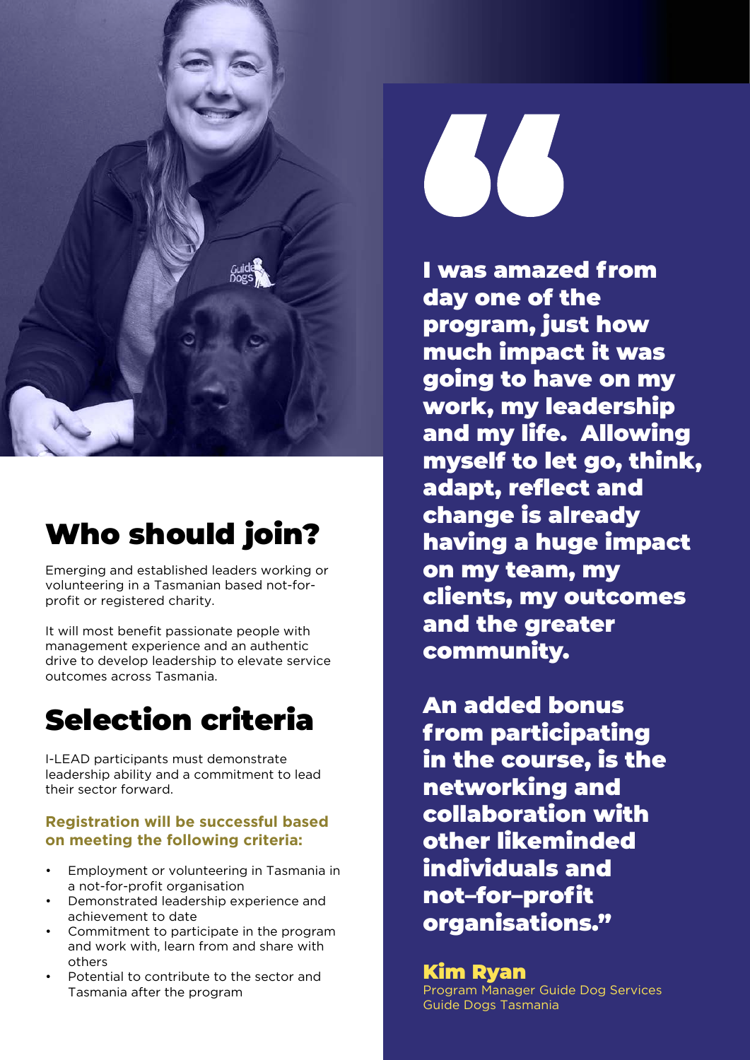## Who should join?

Emerging and established leaders working or volunteering in a Tasmanian based not-for-profit or registered charity.

It will most benefit passionate people with management experience and an authentic drive to develop leadership to elevate service outcomes across Tasmania.

## Selection criteria

I-LEAD participants must demonstrate leadership ability and a commitment to lead their sector forward.

**Registration will be successful based on meeting the following criteria:**

- Employment or volunteering in Tasmania in a not-for-profit organisation
- Demonstrated leadership experience and achievement to date
- Commitment to participate in the program and work with, learn from and share with others
- Potential to contribute to the sector and Tasmania after the program

**"I was amazed from day one of the program, just how much impact it was going to have on my work, my leadership and my life. Allowing myself to let go, think, adapt, reflect and change is already having a huge impact on my team, my clients, my outcomes and the greater community.**

**An added bonus from participating in the course, is the networking and collaboration with other likeminded individuals and not–for–profit organisations."**

**Kim Ryan**
Program Manager Guide Dog Services
Guide Dogs Tasmania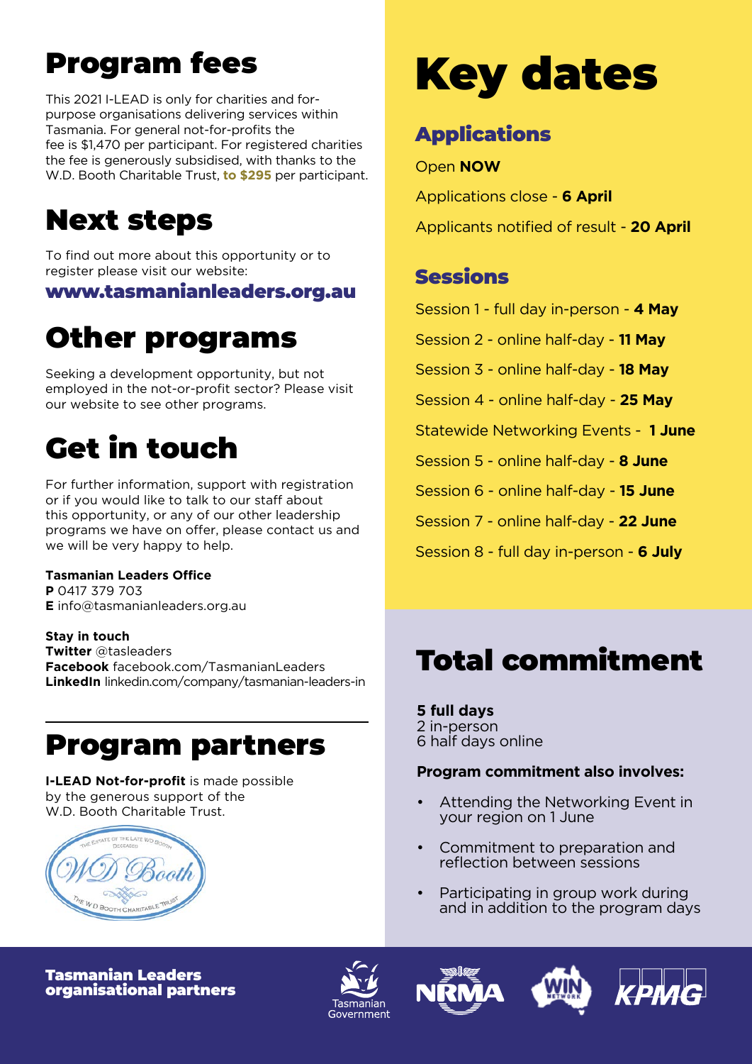# Program fees

This 2021 I-LEAD is only for charities and for-purpose organisations delivering services within Tasmania. For general not-for-profits the fee is $1,470 per participant. For registered charities the fee is generously subsidised, with thanks to the W.D. Booth Charitable Trust, **to $295** per participant.

# Next steps

To find out more about this opportunity or to register please visit our website:

**www.tasmanianleaders.org.au**

# Other programs

Seeking a development opportunity, but not employed in the not-or-profit sector? Please visit our website to see other programs.

# Get in touch

For further information, support with registration or if you would like to talk to our staff about this opportunity, or any of our other leadership programs we have on offer, please contact us and we will be very happy to help.

**Tasmanian Leaders Office**
**P** 0417 379 703
**E** info@tasmanianleaders.org.au

**Stay in touch**
**Twitter** @tasleaders
**Facebook** facebook.com/TasmanianLeaders
**LinkedIn** linkedin.com/company/tasmanian-leaders-in

# Program partners

**I-LEAD Not-for-profit** is made possible by the generous support of the W.D. Booth Charitable Trust.

# Key dates

## Applications

Open **NOW**

Applications close - **6 April**

Applicants notified of result - **20 April**

## Sessions

Session 1 - full day in-person - **4 May**

Session 2 - online half-day - **11 May**

Session 3 - online half-day - **18 May**

Session 4 - online half-day - **25 May**

Statewide Networking Events - **1 June**

Session 5 - online half-day - **8 June**

Session 6 - online half-day - **15 June**

Session 7 - online half-day - **22 June**

Session 8 - full day in-person - **6 July**

# Total commitment

**5 full days**
2 in-person
6 half days online

**Program commitment also involves:**

- Attending the Networking Event in your region on 1 June
- Commitment to preparation and reflection between sessions
- Participating in group work during and in addition to the program days

**Tasmanian Leaders organisational partners**

Tasmanian Government